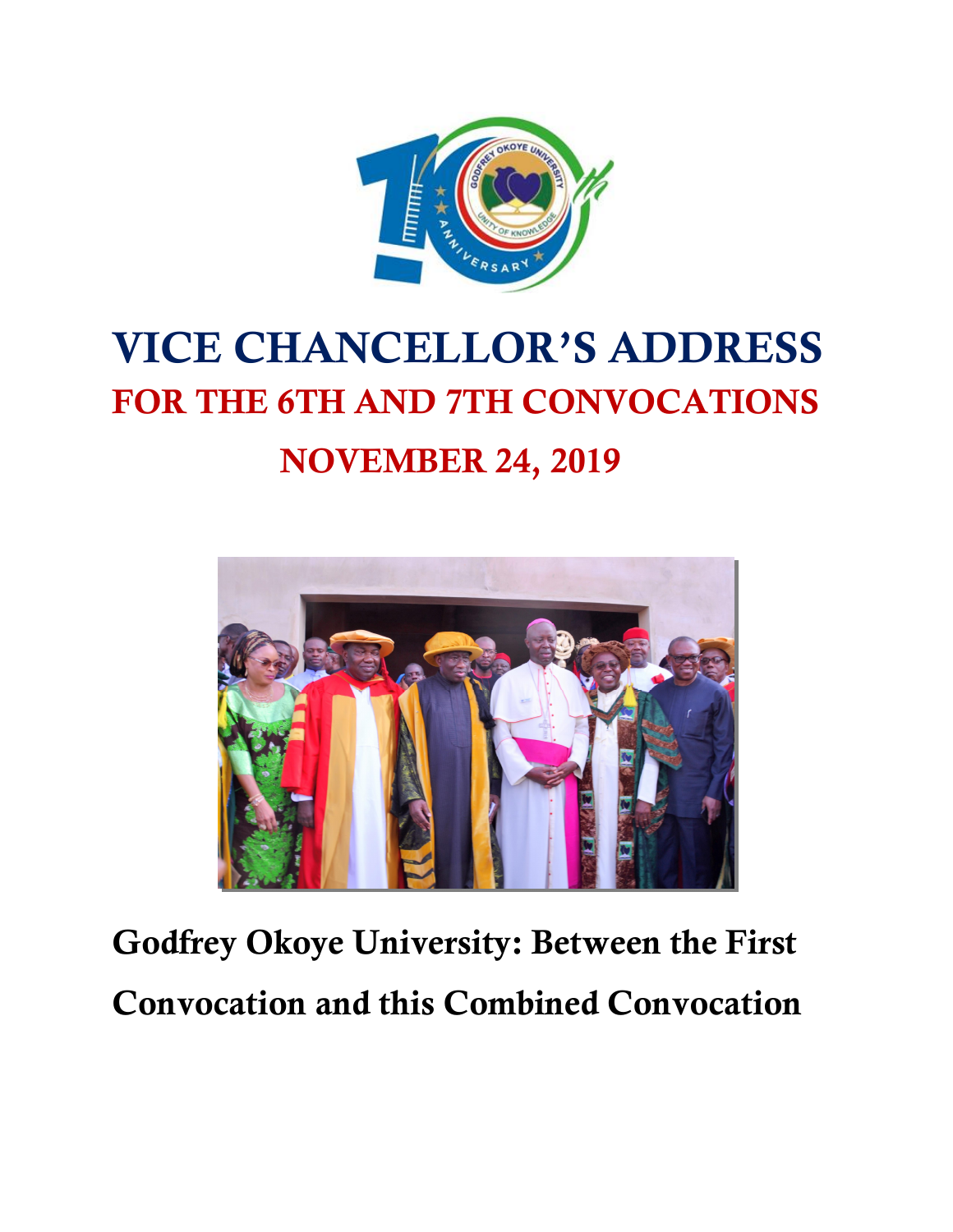# VICE CHANCELLOR'S ADDRESS

## FOR THE 6TH AND 7TH CONVOCATIONS

## NOVEMBER 24, 2019

**Godfrey Okoye University: Between the First Convocation and this Combined Convocation**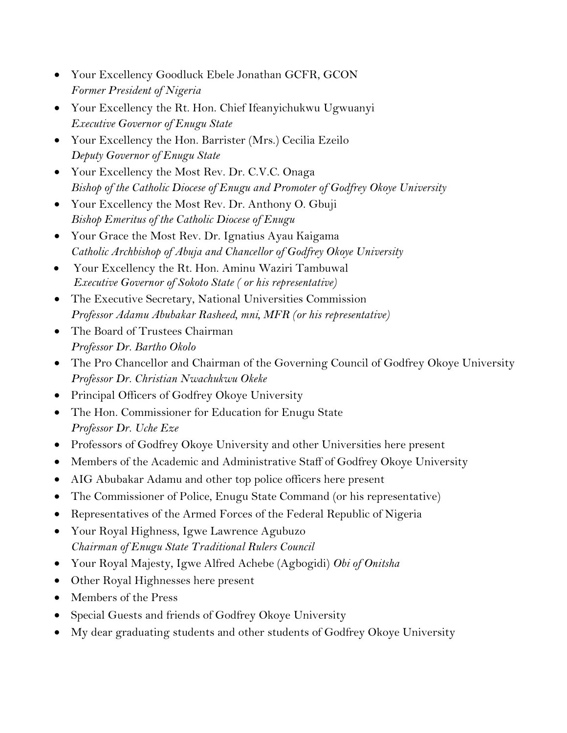- Your Excellency Goodluck Ebele Jonathan GCFR, GCON
  *Former President of Nigeria*
- Your Excellency the Rt. Hon. Chief Ifeanyichukwu Ugwuanyi
  *Executive Governor of Enugu State*
- Your Excellency the Hon. Barrister (Mrs.) Cecilia Ezeilo
  *Deputy Governor of Enugu State*
- Your Excellency the Most Rev. Dr. C.V.C. Onaga
  *Bishop of the Catholic Diocese of Enugu and Promoter of Godfrey Okoye University*
- Your Excellency the Most Rev. Dr. Anthony O. Gbuji
  *Bishop Emeritus of the Catholic Diocese of Enugu*
- Your Grace the Most Rev. Dr. Ignatius Ayau Kaigama
  *Catholic Archbishop of Abuja and Chancellor of Godfrey Okoye University*
- Your Excellency the Rt. Hon. Aminu Waziri Tambuwal
  *Executive Governor of Sokoto State ( or his representative)*
- The Executive Secretary, National Universities Commission
  *Professor Adamu Abubakar Rasheed, mni, MFR (or his representative)*
- The Board of Trustees Chairman
  *Professor Dr. Bartho Okolo*
- The Pro Chancellor and Chairman of the Governing Council of Godfrey Okoye University
  *Professor Dr. Christian Nwachukwu Okeke*
- Principal Officers of Godfrey Okoye University
- The Hon. Commissioner for Education for Enugu State
  *Professor Dr. Uche Eze*
- Professors of Godfrey Okoye University and other Universities here present
- Members of the Academic and Administrative Staff of Godfrey Okoye University
- AIG Abubakar Adamu and other top police officers here present
- The Commissioner of Police, Enugu State Command (or his representative)
- Representatives of the Armed Forces of the Federal Republic of Nigeria
- Your Royal Highness, Igwe Lawrence Agubuzo
  *Chairman of Enugu State Traditional Rulers Council*
- Your Royal Majesty, Igwe Alfred Achebe (Agbogidi) *Obi of Onitsha*
- Other Royal Highnesses here present
- Members of the Press
- Special Guests and friends of Godfrey Okoye University
- My dear graduating students and other students of Godfrey Okoye University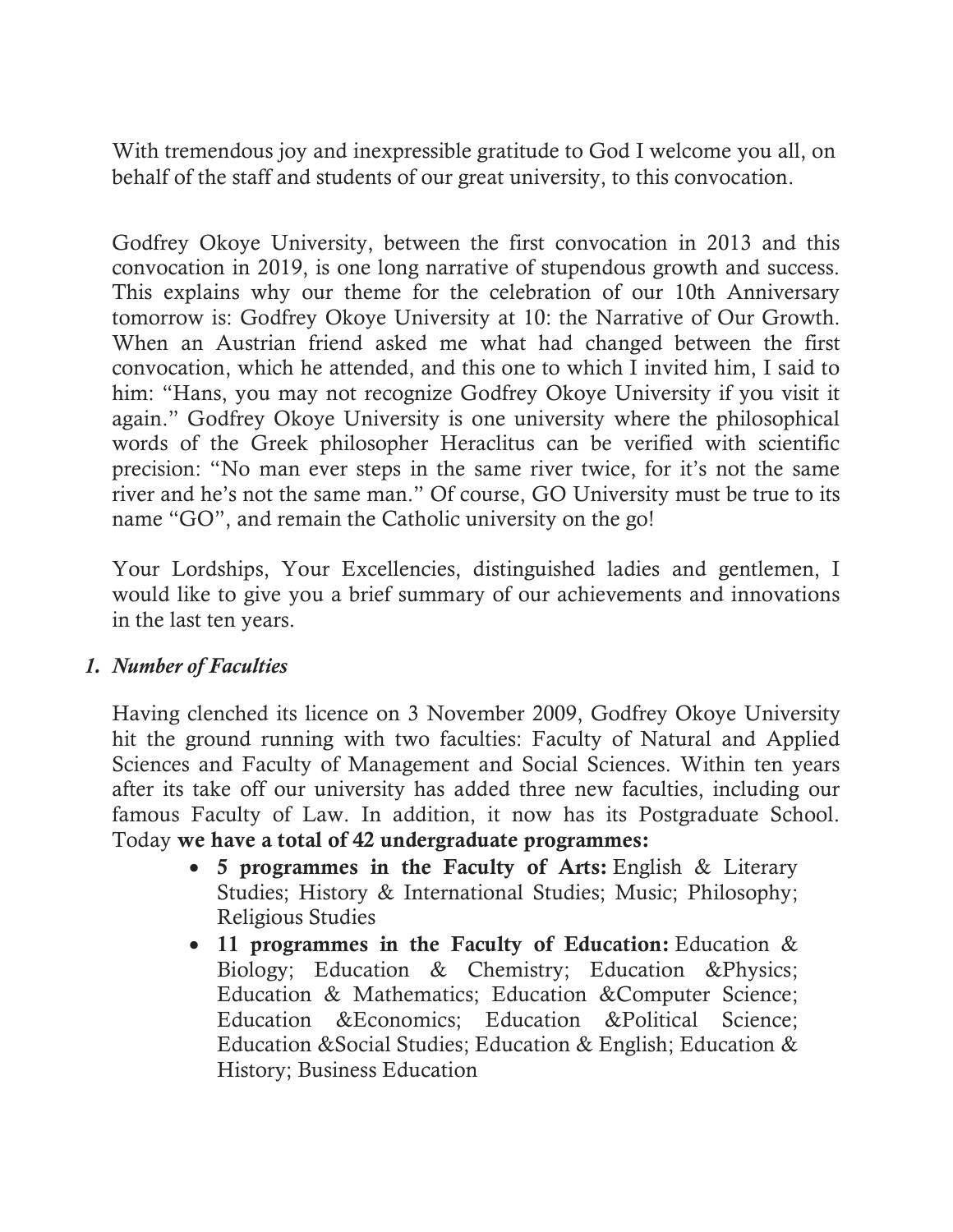With tremendous joy and inexpressible gratitude to God I welcome you all, on behalf of the staff and students of our great university, to this convocation.

Godfrey Okoye University, between the first convocation in 2013 and this convocation in 2019, is one long narrative of stupendous growth and success. This explains why our theme for the celebration of our 10th Anniversary tomorrow is: Godfrey Okoye University at 10: the Narrative of Our Growth. When an Austrian friend asked me what had changed between the first convocation, which he attended, and this one to which I invited him, I said to him: "Hans, you may not recognize Godfrey Okoye University if you visit it again." Godfrey Okoye University is one university where the philosophical words of the Greek philosopher Heraclitus can be verified with scientific precision: "No man ever steps in the same river twice, for it's not the same river and he's not the same man." Of course, GO University must be true to its name "GO", and remain the Catholic university on the go!

Your Lordships, Your Excellencies, distinguished ladies and gentlemen, I would like to give you a brief summary of our achievements and innovations in the last ten years.

1. *Number of Faculties*

Having clenched its licence on 3 November 2009, Godfrey Okoye University hit the ground running with two faculties: Faculty of Natural and Applied Sciences and Faculty of Management and Social Sciences. Within ten years after its take off our university has added three new faculties, including our famous Faculty of Law. In addition, it now has its Postgraduate School. Today **we have a total of 42 undergraduate programmes:**

- **5 programmes in the Faculty of Arts:** English & Literary Studies; History & International Studies; Music; Philosophy; Religious Studies
- **11 programmes in the Faculty of Education:** Education & Biology; Education & Chemistry; Education &Physics; Education & Mathematics; Education &Computer Science; Education &Economics; Education &Political Science; Education &Social Studies; Education & English; Education & History; Business Education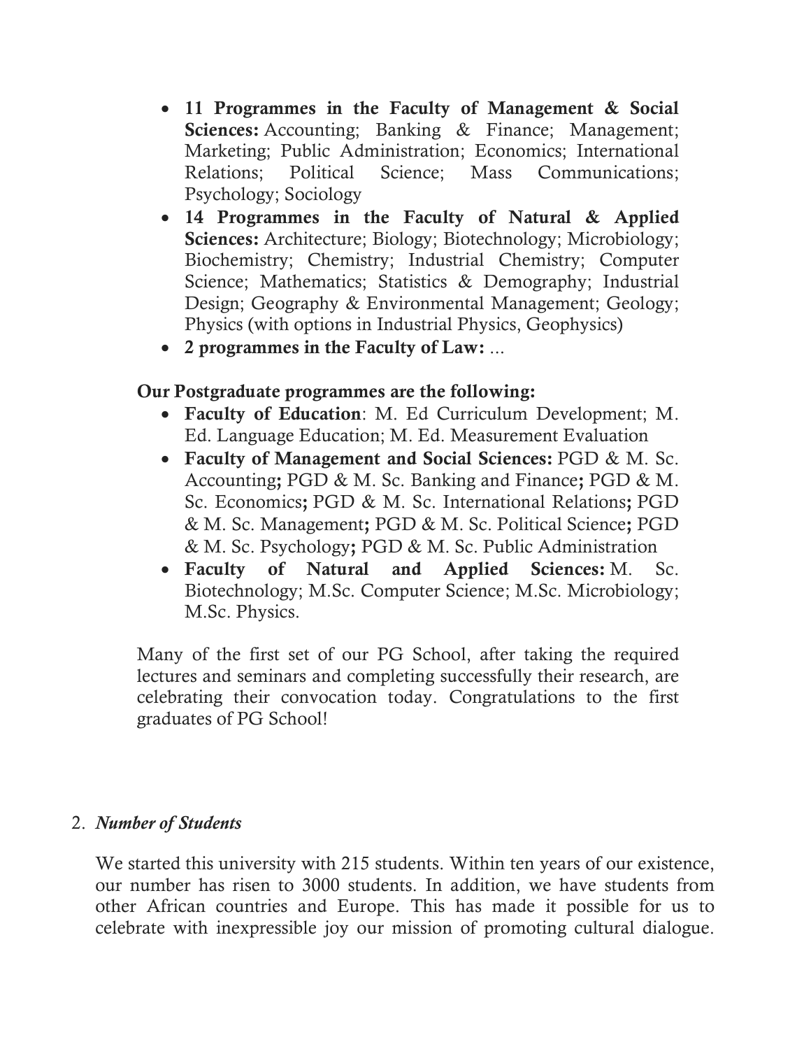- **11 Programmes in the Faculty of Management & Social Sciences:** Accounting; Banking & Finance; Management; Marketing; Public Administration; Economics; International Relations; Political Science; Mass Communications; Psychology; Sociology
- **14 Programmes in the Faculty of Natural & Applied Sciences:** Architecture; Biology; Biotechnology; Microbiology; Biochemistry; Chemistry; Industrial Chemistry; Computer Science; Mathematics; Statistics & Demography; Industrial Design; Geography & Environmental Management; Geology; Physics (with options in Industrial Physics, Geophysics)
- **2 programmes in the Faculty of Law:** ...

**Our Postgraduate programmes are the following:**

- **Faculty of Education**: M. Ed Curriculum Development; M. Ed. Language Education; M. Ed. Measurement Evaluation
- **Faculty of Management and Social Sciences:** PGD & M. Sc. Accounting**;** PGD & M. Sc. Banking and Finance**;** PGD & M. Sc. Economics**;** PGD & M. Sc. International Relations**;** PGD & M. Sc. Management**;** PGD & M. Sc. Political Science**;** PGD & M. Sc. Psychology**;** PGD & M. Sc. Public Administration
- **Faculty of Natural and Applied Sciences:** M. Sc. Biotechnology; M.Sc. Computer Science; M.Sc. Microbiology; M.Sc. Physics.

Many of the first set of our PG School, after taking the required lectures and seminars and completing successfully their research, are celebrating their convocation today. Congratulations to the first graduates of PG School!

2. ***Number of Students***

We started this university with 215 students. Within ten years of our existence, our number has risen to 3000 students. In addition, we have students from other African countries and Europe. This has made it possible for us to celebrate with inexpressible joy our mission of promoting cultural dialogue.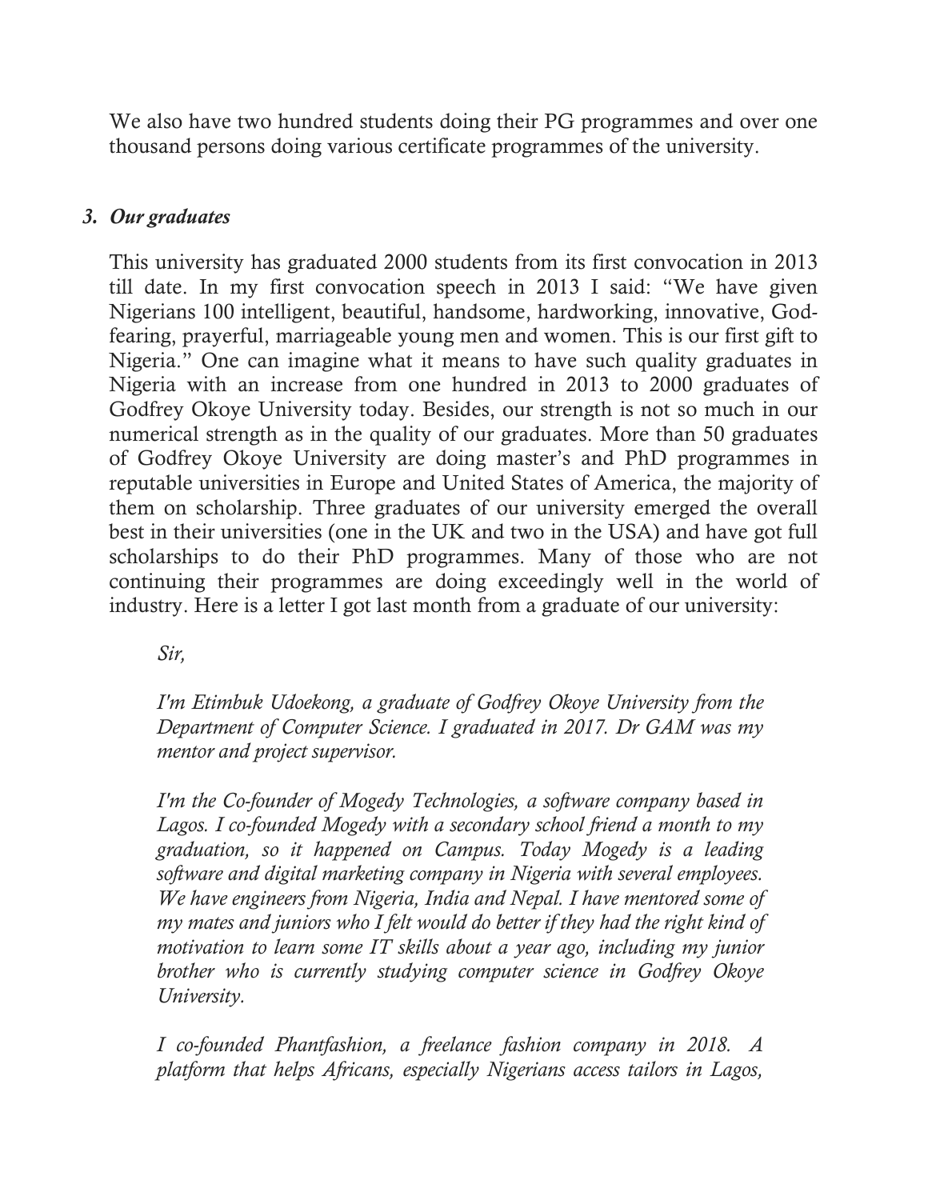We also have two hundred students doing their PG programmes and over one thousand persons doing various certificate programmes of the university.

### 3. *Our graduates*

This university has graduated 2000 students from its first convocation in 2013 till date. In my first convocation speech in 2013 I said: "We have given Nigerians 100 intelligent, beautiful, handsome, hardworking, innovative, God-fearing, prayerful, marriageable young men and women. This is our first gift to Nigeria." One can imagine what it means to have such quality graduates in Nigeria with an increase from one hundred in 2013 to 2000 graduates of Godfrey Okoye University today. Besides, our strength is not so much in our numerical strength as in the quality of our graduates. More than 50 graduates of Godfrey Okoye University are doing master's and PhD programmes in reputable universities in Europe and United States of America, the majority of them on scholarship. Three graduates of our university emerged the overall best in their universities (one in the UK and two in the USA) and have got full scholarships to do their PhD programmes. Many of those who are not continuing their programmes are doing exceedingly well in the world of industry. Here is a letter I got last month from a graduate of our university:

> *Sir,*
>
> *I'm Etimbuk Udoekong, a graduate of Godfrey Okoye University from the Department of Computer Science. I graduated in 2017. Dr GAM was my mentor and project supervisor.*
>
> *I'm the Co-founder of Mogedy Technologies, a software company based in Lagos. I co-founded Mogedy with a secondary school friend a month to my graduation, so it happened on Campus. Today Mogedy is a leading software and digital marketing company in Nigeria with several employees. We have engineers from Nigeria, India and Nepal. I have mentored some of my mates and juniors who I felt would do better if they had the right kind of motivation to learn some IT skills about a year ago, including my junior brother who is currently studying computer science in Godfrey Okoye University.*
>
> *I co-founded Phantfashion, a freelance fashion company in 2018. A platform that helps Africans, especially Nigerians access tailors in Lagos,*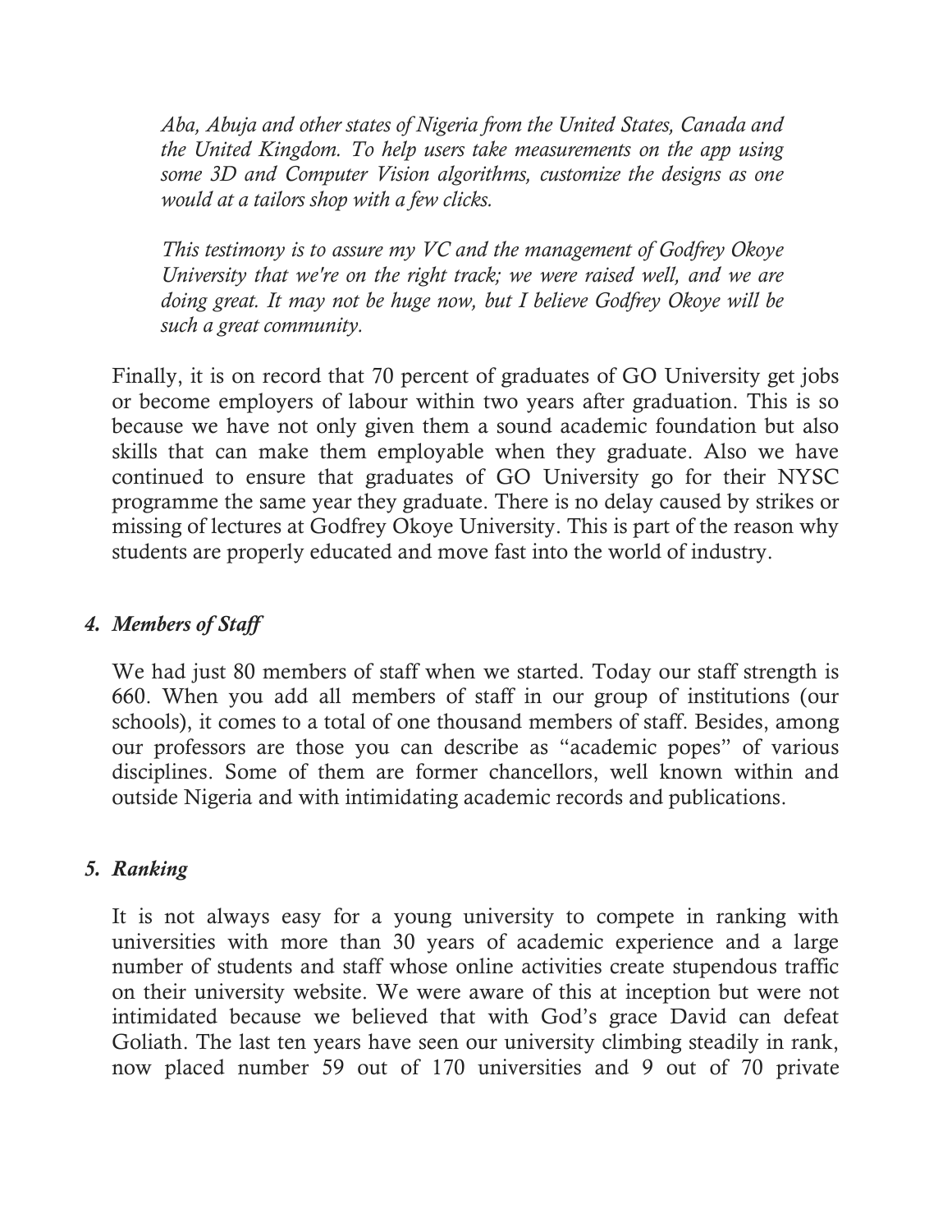*Aba, Abuja and other states of Nigeria from the United States, Canada and the United Kingdom. To help users take measurements on the app using some 3D and Computer Vision algorithms, customize the designs as one would at a tailors shop with a few clicks.*

*This testimony is to assure my VC and the management of Godfrey Okoye University that we're on the right track; we were raised well, and we are doing great. It may not be huge now, but I believe Godfrey Okoye will be such a great community.*

Finally, it is on record that 70 percent of graduates of GO University get jobs or become employers of labour within two years after graduation. This is so because we have not only given them a sound academic foundation but also skills that can make them employable when they graduate. Also we have continued to ensure that graduates of GO University go for their NYSC programme the same year they graduate. There is no delay caused by strikes or missing of lectures at Godfrey Okoye University. This is part of the reason why students are properly educated and move fast into the world of industry.

### *4. Members of Staff*

We had just 80 members of staff when we started. Today our staff strength is 660. When you add all members of staff in our group of institutions (our schools), it comes to a total of one thousand members of staff. Besides, among our professors are those you can describe as "academic popes" of various disciplines. Some of them are former chancellors, well known within and outside Nigeria and with intimidating academic records and publications.

### *5. Ranking*

It is not always easy for a young university to compete in ranking with universities with more than 30 years of academic experience and a large number of students and staff whose online activities create stupendous traffic on their university website. We were aware of this at inception but were not intimidated because we believed that with God's grace David can defeat Goliath. The last ten years have seen our university climbing steadily in rank, now placed number 59 out of 170 universities and 9 out of 70 private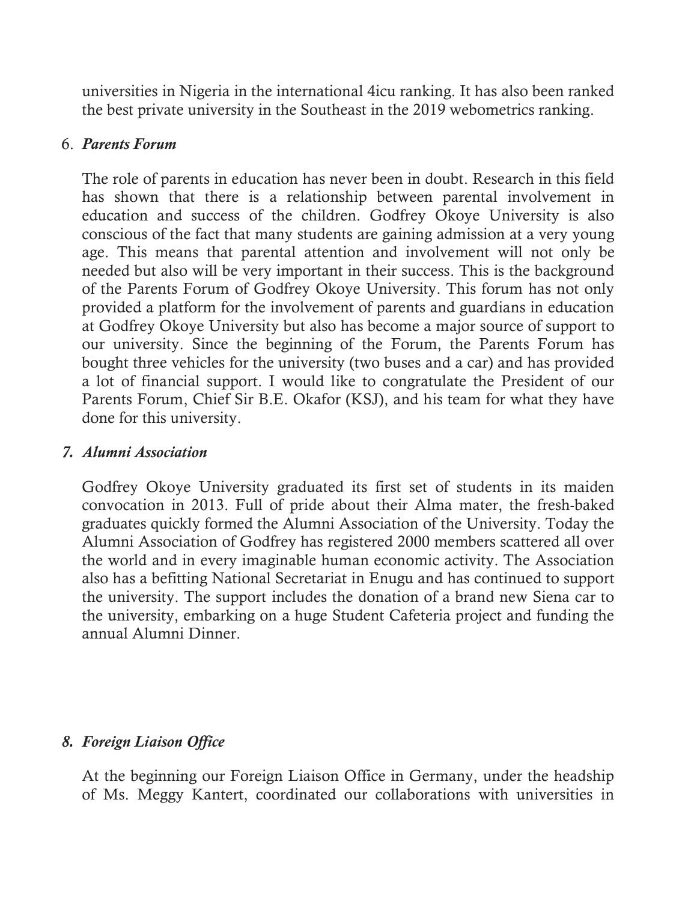universities in Nigeria in the international 4icu ranking. It has also been ranked the best private university in the Southeast in the 2019 webometrics ranking.

6. ***Parents Forum***

   The role of parents in education has never been in doubt. Research in this field has shown that there is a relationship between parental involvement in education and success of the children. Godfrey Okoye University is also conscious of the fact that many students are gaining admission at a very young age. This means that parental attention and involvement will not only be needed but also will be very important in their success. This is the background of the Parents Forum of Godfrey Okoye University. This forum has not only provided a platform for the involvement of parents and guardians in education at Godfrey Okoye University but also has become a major source of support to our university. Since the beginning of the Forum, the Parents Forum has bought three vehicles for the university (two buses and a car) and has provided a lot of financial support. I would like to congratulate the President of our Parents Forum, Chief Sir B.E. Okafor (KSJ), and his team for what they have done for this university.

7. ***Alumni Association***

   Godfrey Okoye University graduated its first set of students in its maiden convocation in 2013. Full of pride about their Alma mater, the fresh-baked graduates quickly formed the Alumni Association of the University. Today the Alumni Association of Godfrey has registered 2000 members scattered all over the world and in every imaginable human economic activity. The Association also has a befitting National Secretariat in Enugu and has continued to support the university. The support includes the donation of a brand new Siena car to the university, embarking on a huge Student Cafeteria project and funding the annual Alumni Dinner.

8. ***Foreign Liaison Office***

   At the beginning our Foreign Liaison Office in Germany, under the headship of Ms. Meggy Kantert, coordinated our collaborations with universities in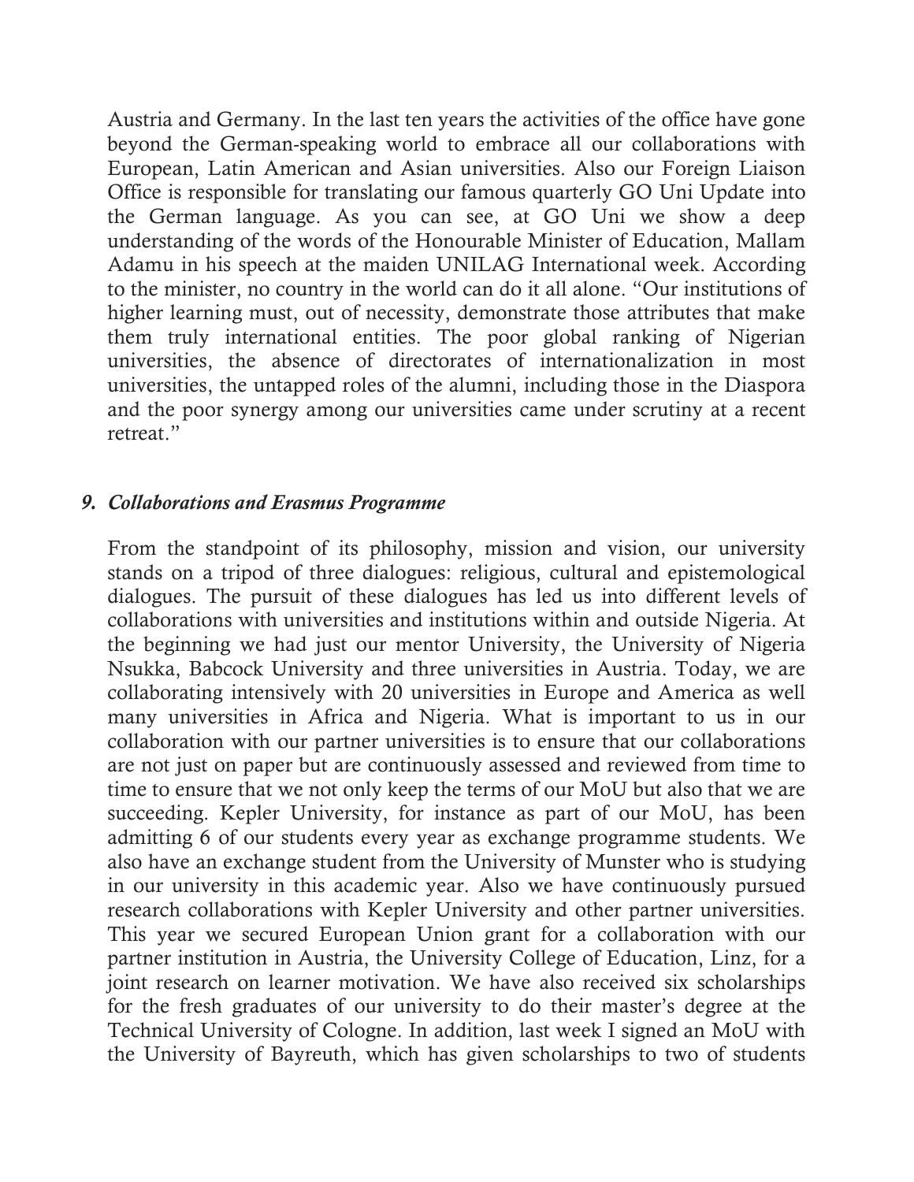Austria and Germany. In the last ten years the activities of the office have gone beyond the German-speaking world to embrace all our collaborations with European, Latin American and Asian universities. Also our Foreign Liaison Office is responsible for translating our famous quarterly GO Uni Update into the German language. As you can see, at GO Uni we show a deep understanding of the words of the Honourable Minister of Education, Mallam Adamu in his speech at the maiden UNILAG International week. According to the minister, no country in the world can do it all alone. "Our institutions of higher learning must, out of necessity, demonstrate those attributes that make them truly international entities. The poor global ranking of Nigerian universities, the absence of directorates of internationalization in most universities, the untapped roles of the alumni, including those in the Diaspora and the poor synergy among our universities came under scrutiny at a recent retreat."

### 9. *Collaborations and Erasmus Programme*

From the standpoint of its philosophy, mission and vision, our university stands on a tripod of three dialogues: religious, cultural and epistemological dialogues. The pursuit of these dialogues has led us into different levels of collaborations with universities and institutions within and outside Nigeria. At the beginning we had just our mentor University, the University of Nigeria Nsukka, Babcock University and three universities in Austria. Today, we are collaborating intensively with 20 universities in Europe and America as well many universities in Africa and Nigeria. What is important to us in our collaboration with our partner universities is to ensure that our collaborations are not just on paper but are continuously assessed and reviewed from time to time to ensure that we not only keep the terms of our MoU but also that we are succeeding. Kepler University, for instance as part of our MoU, has been admitting 6 of our students every year as exchange programme students. We also have an exchange student from the University of Munster who is studying in our university in this academic year. Also we have continuously pursued research collaborations with Kepler University and other partner universities. This year we secured European Union grant for a collaboration with our partner institution in Austria, the University College of Education, Linz, for a joint research on learner motivation. We have also received six scholarships for the fresh graduates of our university to do their master's degree at the Technical University of Cologne. In addition, last week I signed an MoU with the University of Bayreuth, which has given scholarships to two of students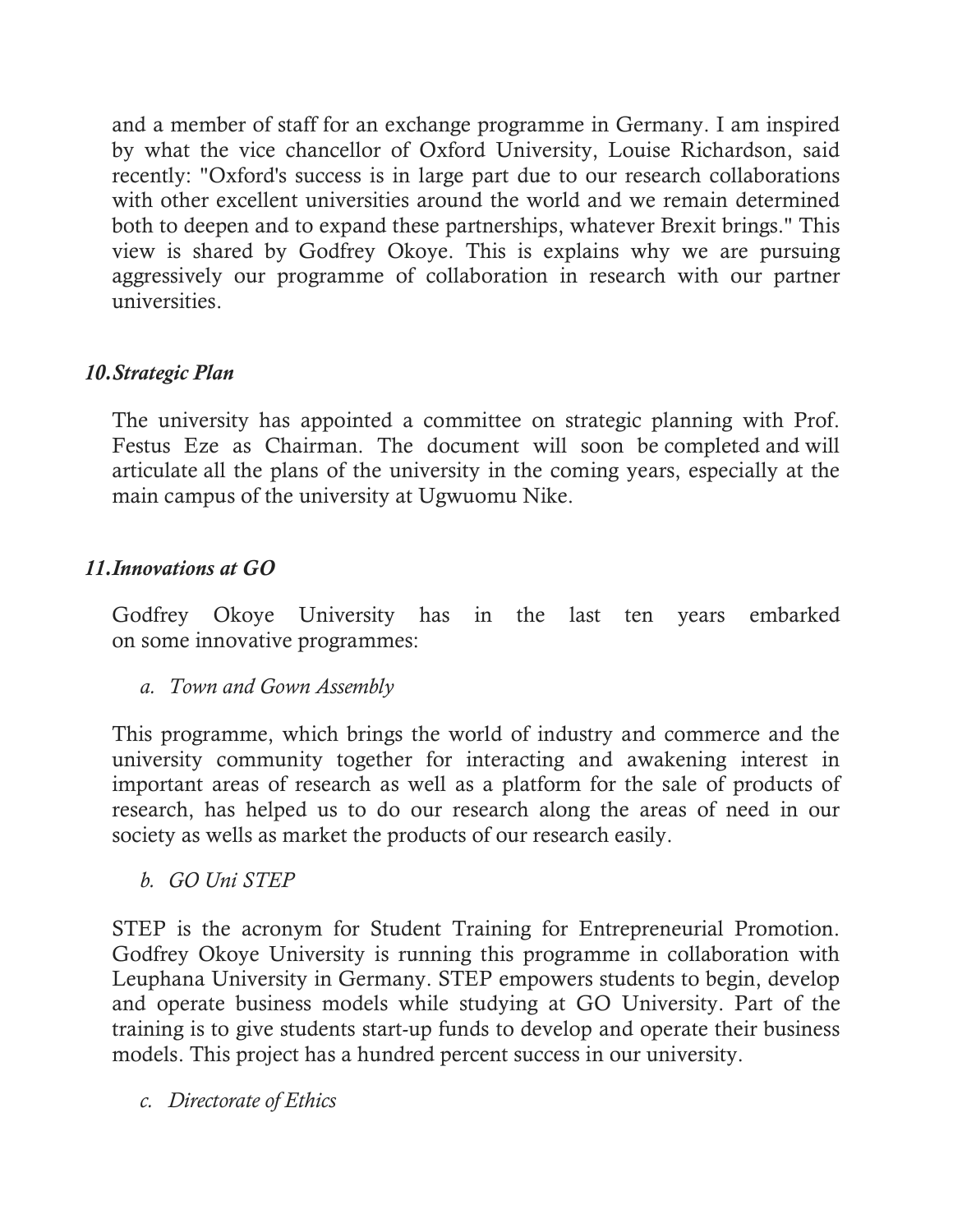and a member of staff for an exchange programme in Germany. I am inspired by what the vice chancellor of Oxford University, Louise Richardson, said recently: "Oxford's success is in large part due to our research collaborations with other excellent universities around the world and we remain determined both to deepen and to expand these partnerships, whatever Brexit brings." This view is shared by Godfrey Okoye. This is explains why we are pursuing aggressively our programme of collaboration in research with our partner universities.

### *10. Strategic Plan*

The university has appointed a committee on strategic planning with Prof. Festus Eze as Chairman. The document will soon be completed and will articulate all the plans of the university in the coming years, especially at the main campus of the university at Ugwuomu Nike.

### *11. Innovations at GO*

Godfrey Okoye University has in the last ten years embarked on some innovative programmes:

*a. Town and Gown Assembly*

This programme, which brings the world of industry and commerce and the university community together for interacting and awakening interest in important areas of research as well as a platform for the sale of products of research, has helped us to do our research along the areas of need in our society as wells as market the products of our research easily.

*b. GO Uni STEP*

STEP is the acronym for Student Training for Entrepreneurial Promotion. Godfrey Okoye University is running this programme in collaboration with Leuphana University in Germany. STEP empowers students to begin, develop and operate business models while studying at GO University. Part of the training is to give students start-up funds to develop and operate their business models. This project has a hundred percent success in our university.

*c. Directorate of Ethics*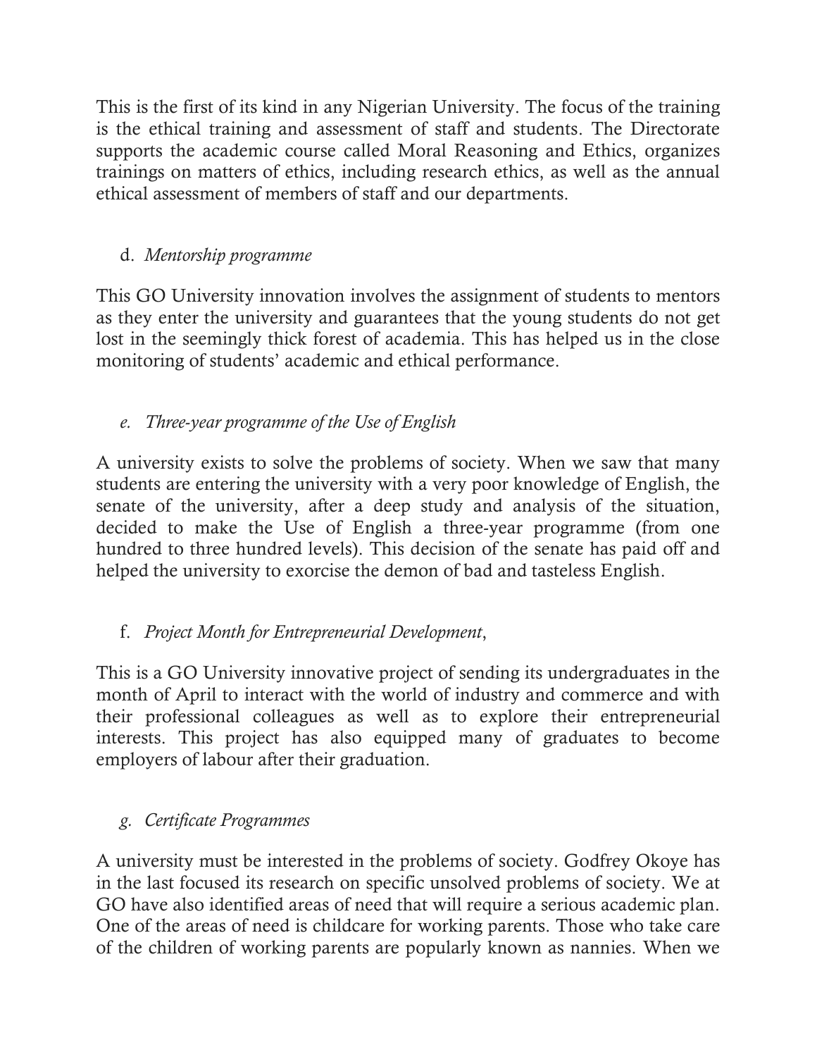This is the first of its kind in any Nigerian University. The focus of the training is the ethical training and assessment of staff and students. The Directorate supports the academic course called Moral Reasoning and Ethics, organizes trainings on matters of ethics, including research ethics, as well as the annual ethical assessment of members of staff and our departments.

d. *Mentorship programme*

This GO University innovation involves the assignment of students to mentors as they enter the university and guarantees that the young students do not get lost in the seemingly thick forest of academia. This has helped us in the close monitoring of students' academic and ethical performance.

*e. Three-year programme of the Use of English*

A university exists to solve the problems of society. When we saw that many students are entering the university with a very poor knowledge of English, the senate of the university, after a deep study and analysis of the situation, decided to make the Use of English a three-year programme (from one hundred to three hundred levels). This decision of the senate has paid off and helped the university to exorcise the demon of bad and tasteless English.

f. *Project Month for Entrepreneurial Development*,

This is a GO University innovative project of sending its undergraduates in the month of April to interact with the world of industry and commerce and with their professional colleagues as well as to explore their entrepreneurial interests. This project has also equipped many of graduates to become employers of labour after their graduation.

*g. Certificate Programmes*

A university must be interested in the problems of society. Godfrey Okoye has in the last focused its research on specific unsolved problems of society. We at GO have also identified areas of need that will require a serious academic plan. One of the areas of need is childcare for working parents. Those who take care of the children of working parents are popularly known as nannies. When we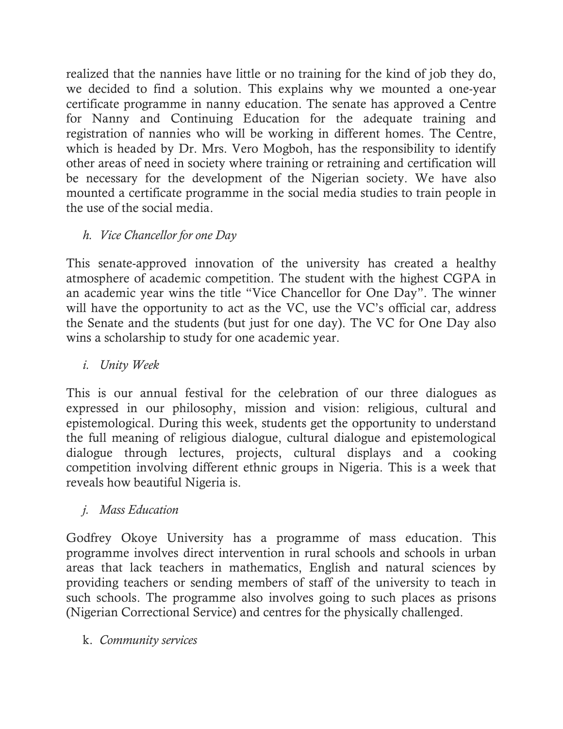realized that the nannies have little or no training for the kind of job they do, we decided to find a solution. This explains why we mounted a one-year certificate programme in nanny education. The senate has approved a Centre for Nanny and Continuing Education for the adequate training and registration of nannies who will be working in different homes. The Centre, which is headed by Dr. Mrs. Vero Mogboh, has the responsibility to identify other areas of need in society where training or retraining and certification will be necessary for the development of the Nigerian society. We have also mounted a certificate programme in the social media studies to train people in the use of the social media.

*h. Vice Chancellor for one Day*

This senate-approved innovation of the university has created a healthy atmosphere of academic competition. The student with the highest CGPA in an academic year wins the title "Vice Chancellor for One Day". The winner will have the opportunity to act as the VC, use the VC's official car, address the Senate and the students (but just for one day). The VC for One Day also wins a scholarship to study for one academic year.

*i. Unity Week*

This is our annual festival for the celebration of our three dialogues as expressed in our philosophy, mission and vision: religious, cultural and epistemological. During this week, students get the opportunity to understand the full meaning of religious dialogue, cultural dialogue and epistemological dialogue through lectures, projects, cultural displays and a cooking competition involving different ethnic groups in Nigeria. This is a week that reveals how beautiful Nigeria is.

*j. Mass Education*

Godfrey Okoye University has a programme of mass education. This programme involves direct intervention in rural schools and schools in urban areas that lack teachers in mathematics, English and natural sciences by providing teachers or sending members of staff of the university to teach in such schools. The programme also involves going to such places as prisons (Nigerian Correctional Service) and centres for the physically challenged.

k. *Community services*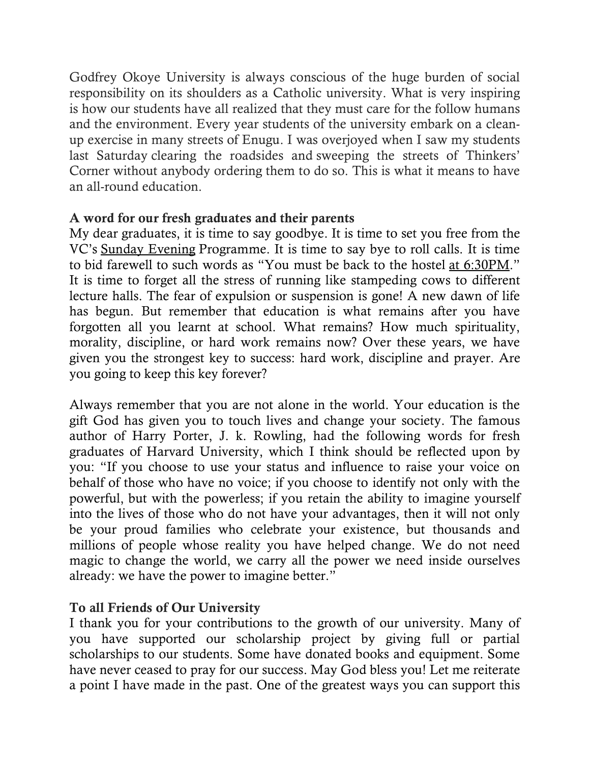Godfrey Okoye University is always conscious of the huge burden of social responsibility on its shoulders as a Catholic university. What is very inspiring is how our students have all realized that they must care for the follow humans and the environment. Every year students of the university embark on a clean-up exercise in many streets of Enugu. I was overjoyed when I saw my students last Saturday clearing the roadsides and sweeping the streets of Thinkers' Corner without anybody ordering them to do so. This is what it means to have an all-round education.

**A word for our fresh graduates and their parents**

My dear graduates, it is time to say goodbye. It is time to set you free from the VC's Sunday Evening Programme. It is time to say bye to roll calls. It is time to bid farewell to such words as "You must be back to the hostel at 6:30PM." It is time to forget all the stress of running like stampeding cows to different lecture halls. The fear of expulsion or suspension is gone! A new dawn of life has begun. But remember that education is what remains after you have forgotten all you learnt at school. What remains? How much spirituality, morality, discipline, or hard work remains now? Over these years, we have given you the strongest key to success: hard work, discipline and prayer. Are you going to keep this key forever?

Always remember that you are not alone in the world. Your education is the gift God has given you to touch lives and change your society. The famous author of Harry Porter, J. k. Rowling, had the following words for fresh graduates of Harvard University, which I think should be reflected upon by you: "If you choose to use your status and influence to raise your voice on behalf of those who have no voice; if you choose to identify not only with the powerful, but with the powerless; if you retain the ability to imagine yourself into the lives of those who do not have your advantages, then it will not only be your proud families who celebrate your existence, but thousands and millions of people whose reality you have helped change. We do not need magic to change the world, we carry all the power we need inside ourselves already: we have the power to imagine better."

**To all Friends of Our University**

I thank you for your contributions to the growth of our university. Many of you have supported our scholarship project by giving full or partial scholarships to our students. Some have donated books and equipment. Some have never ceased to pray for our success. May God bless you! Let me reiterate a point I have made in the past. One of the greatest ways you can support this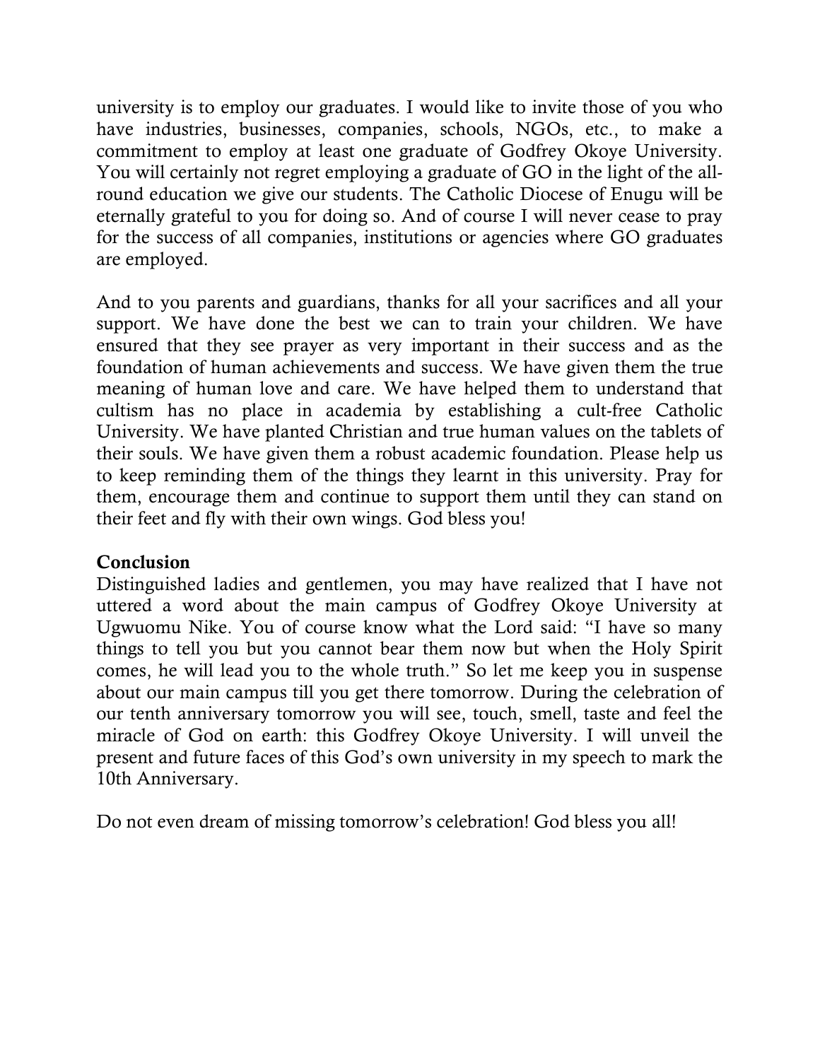university is to employ our graduates. I would like to invite those of you who have industries, businesses, companies, schools, NGOs, etc., to make a commitment to employ at least one graduate of Godfrey Okoye University. You will certainly not regret employing a graduate of GO in the light of the all-round education we give our students. The Catholic Diocese of Enugu will be eternally grateful to you for doing so. And of course I will never cease to pray for the success of all companies, institutions or agencies where GO graduates are employed.

And to you parents and guardians, thanks for all your sacrifices and all your support. We have done the best we can to train your children. We have ensured that they see prayer as very important in their success and as the foundation of human achievements and success. We have given them the true meaning of human love and care. We have helped them to understand that cultism has no place in academia by establishing a cult-free Catholic University. We have planted Christian and true human values on the tablets of their souls. We have given them a robust academic foundation. Please help us to keep reminding them of the things they learnt in this university. Pray for them, encourage them and continue to support them until they can stand on their feet and fly with their own wings. God bless you!

**Conclusion**

Distinguished ladies and gentlemen, you may have realized that I have not uttered a word about the main campus of Godfrey Okoye University at Ugwuomu Nike. You of course know what the Lord said: "I have so many things to tell you but you cannot bear them now but when the Holy Spirit comes, he will lead you to the whole truth." So let me keep you in suspense about our main campus till you get there tomorrow. During the celebration of our tenth anniversary tomorrow you will see, touch, smell, taste and feel the miracle of God on earth: this Godfrey Okoye University. I will unveil the present and future faces of this God's own university in my speech to mark the 10th Anniversary.

Do not even dream of missing tomorrow's celebration! God bless you all!